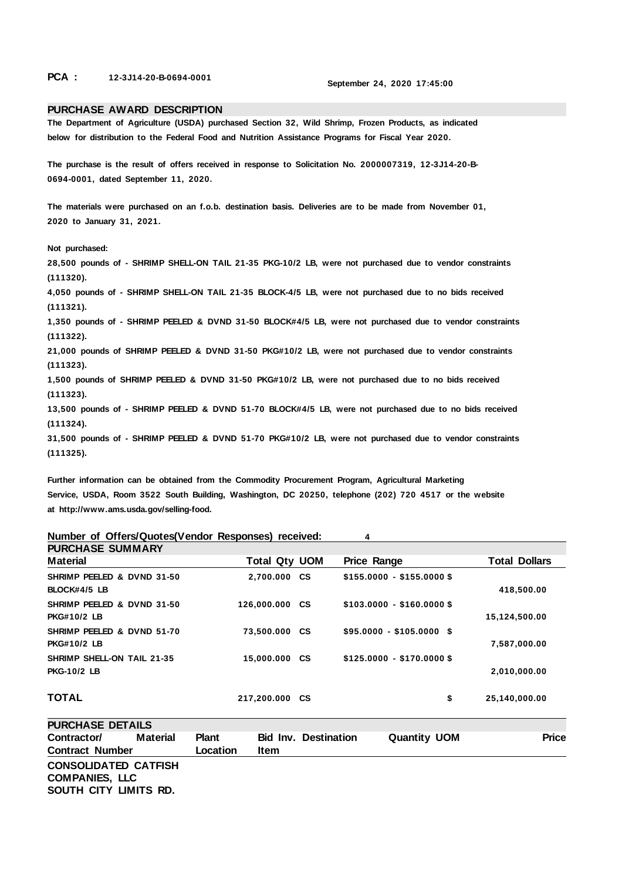**PCA :** 12-3J14-20-B-0694-0001

September 24, 2020 17:45:00

## PURCHASE AWARD DESCRIPTION

The Department of Agriculture (USDA) purchased Section 32, Wild Shrimp, Frozen Products, as indicated below for distribution to the Federal Food and Nutrition Assistance Programs for Fiscal Year 2020.

The purchase is the result of offers received in response to Solicitation No. 2000007319, 12-3J14-20-B-0694-0001, dated September 11, 2020.

The materials were purchased on an f.o.b. destination basis. Deliveries are to be made from November 01, 2020 to January 31, 2021.

Not purchased:

28,500 pounds of - SHRIMP SHELL-ON TAIL 21-35 PKG-10/2 LB, were not purchased due to vendor constraints (111320).

4,050 pounds of - SHRIMP SHELL-ON TAIL 21-35 BLOCK-4/5 LB, were not purchased due to no bids received (111321).

1,350 pounds of - SHRIMP PEELED & DVND 31-50 BLOCK#4/5 LB, were not purchased due to vendor constraints (111322).

21,000 pounds of SHRIMP PEELED & DVND 31-50 PKG#10/2 LB, were not purchased due to vendor constraints (111323).

1,500 pounds of SHRIMP PEELED & DVND 31-50 PKG#10/2 LB, were not purchased due to no bids received (111323).

13,500 pounds of - SHRIMP PEELED & DVND 51-70 BLOCK#4/5 LB, were not purchased due to no bids received (111324).

31,500 pounds of - SHRIMP PEELED & DVND 51-70 PKG#10/2 LB, were not purchased due to vendor constraints (111325).

Further information can be obtained from the Commodity Procurement Program, Agricultural Marketing Service, USDA, Room 3522 South Building, Washington, DC 20250, telephone (202) 720 4517 or the website at http://www.ams.usda.gov/selling-food.

**Number of Offers/Quotes(Vendor Responses) received:** 4

## PURCHASE SUMMARY

| Material | Total Qty | UOM | Price Range | Total Dollars |
|---|---|---|---|---|
| SHRIMP PEELED & DVND 31-50 BLOCK#4/5 LB | 2,700.000 | CS | $155.0000 - $155.0000 | $ 418,500.00 |
| SHRIMP PEELED & DVND 31-50 PKG#10/2 LB | 126,000.000 | CS | $103.0000 - $160.0000 | $ 15,124,500.00 |
| SHRIMP PEELED & DVND 51-70 PKG#10/2 LB | 73,500.000 | CS | $95.0000 - $105.0000 | $ 7,587,000.00 |
| SHRIMP SHELL-ON TAIL 21-35 PKG-10/2 LB | 15,000.000 | CS | $125.0000 - $170.0000 | $ 2,010,000.00 |
| **TOTAL** | 217,200.000 | CS | | $ 25,140,000.00 |

## PURCHASE DETAILS

| Contractor/ Contract Number | Material | Plant Location | Bid Inv. Item | Destination | Quantity | UOM | Price |
|---|---|---|---|---|---|---|---|
| CONSOLIDATED CATFISH COMPANIES, LLC SOUTH CITY LIMITS RD. | | | | | | | |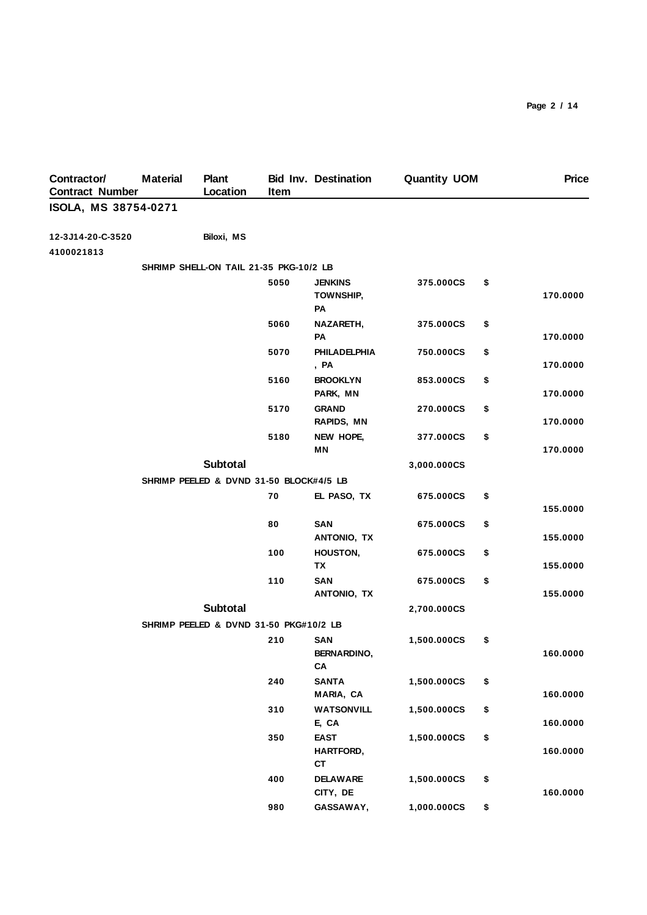| Contractor/ Contract Number | Material | Plant Location | Bid Inv. Item | Destination | Quantity UOM | | Price |
|---|---|---|---|---|---|---|---|
| ISOLA, MS 38754-0271 | | | | | | | |
| 12-3J14-20-C-3520 | | Biloxi, MS | | | | | |
| 4100021813 | | | | | | | |
| | SHRIMP SHELL-ON TAIL 21-35 PKG-10/2 LB | | | | | | |
| | | | 5050 | JENKINS TOWNSHIP, PA | 375.000CS | $ | 170.0000 |
| | | | 5060 | NAZARETH, PA | 375.000CS | $ | 170.0000 |
| | | | 5070 | PHILADELPHIA , PA | 750.000CS | $ | 170.0000 |
| | | | 5160 | BROOKLYN PARK, MN | 853.000CS | $ | 170.0000 |
| | | | 5170 | GRAND RAPIDS, MN | 270.000CS | $ | 170.0000 |
| | | | 5180 | NEW HOPE, MN | 377.000CS | $ | 170.0000 |
| | | Subtotal | | | 3,000.000CS | | |
| | SHRIMP PEELED & DVND 31-50 BLOCK#4/5 LB | | | | | | |
| | | | 70 | EL PASO, TX | 675.000CS | $ | 155.0000 |
| | | | 80 | SAN ANTONIO, TX | 675.000CS | $ | 155.0000 |
| | | | 100 | HOUSTON, TX | 675.000CS | $ | 155.0000 |
| | | | 110 | SAN ANTONIO, TX | 675.000CS | $ | 155.0000 |
| | | Subtotal | | | 2,700.000CS | | |
| | SHRIMP PEELED & DVND 31-50 PKG#10/2 LB | | | | | | |
| | | | 210 | SAN BERNARDINO, CA | 1,500.000CS | $ | 160.0000 |
| | | | 240 | SANTA MARIA, CA | 1,500.000CS | $ | 160.0000 |
| | | | 310 | WATSONVILL E, CA | 1,500.000CS | $ | 160.0000 |
| | | | 350 | EAST HARTFORD, CT | 1,500.000CS | $ | 160.0000 |
| | | | 400 | DELAWARE CITY, DE | 1,500.000CS | $ | 160.0000 |
| | | | 980 | GASSAWAY, | 1,000.000CS | $ | |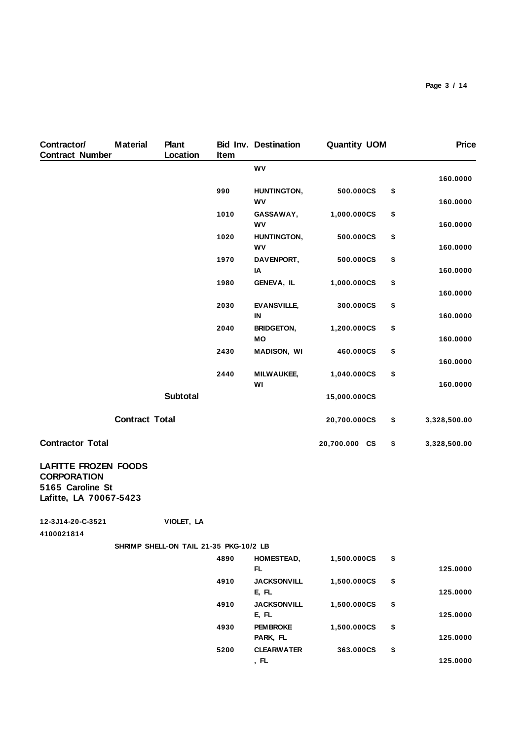| Contractor/ Contract Number | Material | Plant Location | Bid Inv. Item | Destination | Quantity UOM | | Price |
|---|---|---|---|---|---|---|---|
| | | | | WV | | | 160.0000 |
| | | | 990 | HUNTINGTON, WV | 500.000CS | $ | 160.0000 |
| | | | 1010 | GASSAWAY, WV | 1,000.000CS | $ | 160.0000 |
| | | | 1020 | HUNTINGTON, WV | 500.000CS | $ | 160.0000 |
| | | | 1970 | DAVENPORT, IA | 500.000CS | $ | 160.0000 |
| | | | 1980 | GENEVA, IL | 1,000.000CS | $ | 160.0000 |
| | | | 2030 | EVANSVILLE, IN | 300.000CS | $ | 160.0000 |
| | | | 2040 | BRIDGETON, MO | 1,200.000CS | $ | 160.0000 |
| | | | 2430 | MADISON, WI | 460.000CS | $ | 160.0000 |
| | | | 2440 | MILWAUKEE, WI | 1,040.000CS | $ | 160.0000 |
| | | **Subtotal** | | | 15,000.000CS | | |
| | **Contract Total** | | | | 20,700.000CS | $ | 3,328,500.00 |
| **Contractor Total** | | | | | 20,700.000 CS | $ | 3,328,500.00 |

**LAFITTE FROZEN FOODS CORPORATION**
**5165 Caroline St**
**Lafitte, LA 70067-5423**

| Contractor/ Contract Number | Material | Plant Location | Bid Inv. Item | Destination | Quantity UOM | | Price |
|---|---|---|---|---|---|---|---|
| 12-3J14-20-C-3521 | | VIOLET, LA | | | | | |
| 4100021814 | | | | | | | |
| | SHRIMP SHELL-ON TAIL 21-35 PKG-10/2 LB | | | | | | |
| | | | 4890 | HOMESTEAD, FL | 1,500.000CS | $ | 125.0000 |
| | | | 4910 | JACKSONVILLE, FL | 1,500.000CS | $ | 125.0000 |
| | | | 4910 | JACKSONVILLE, FL | 1,500.000CS | $ | 125.0000 |
| | | | 4930 | PEMBROKE PARK, FL | 1,500.000CS | $ | 125.0000 |
| | | | 5200 | CLEARWATER, FL | 363.000CS | $ | 125.0000 |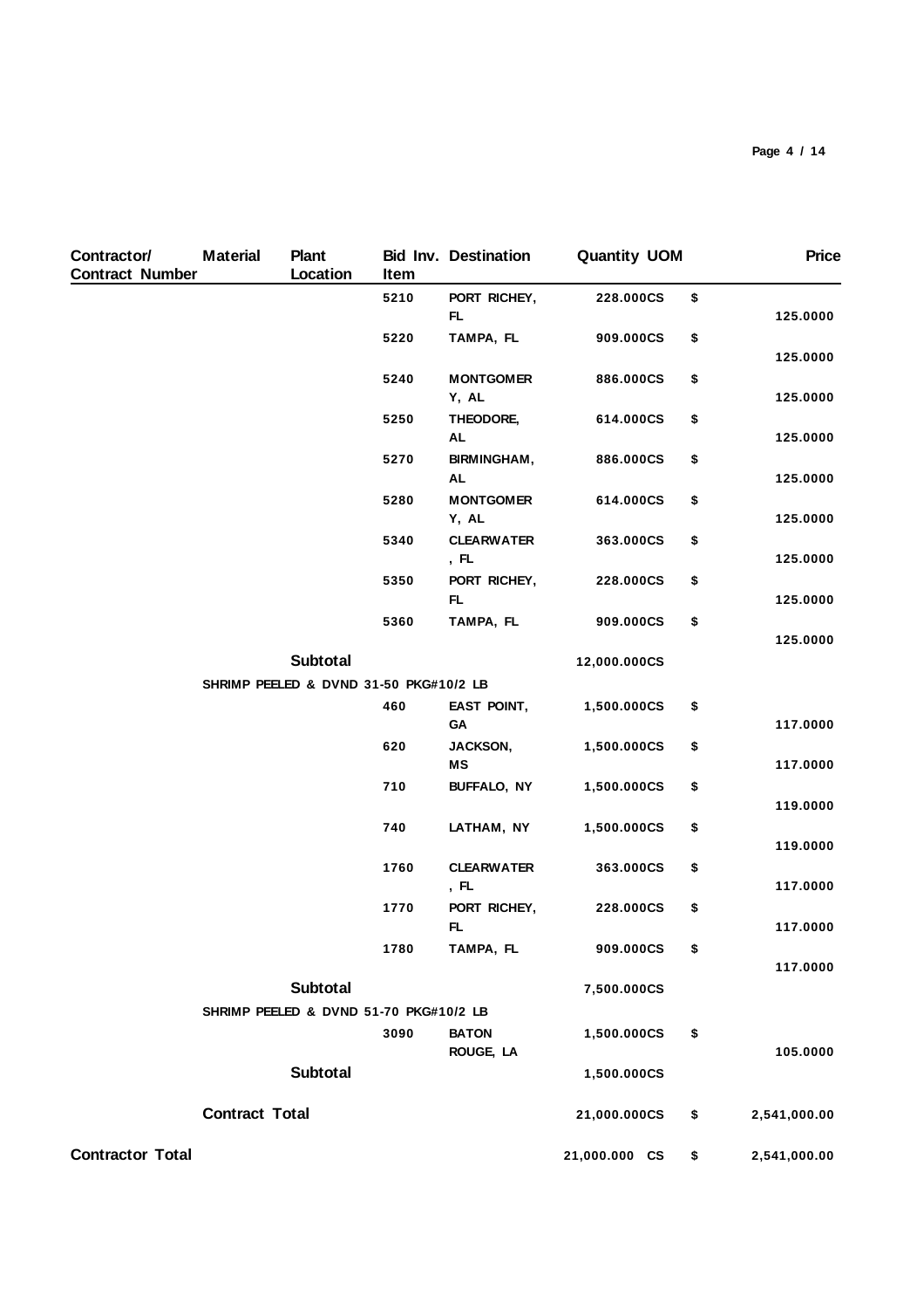| Contractor/ Contract Number | Material | Plant Location | Bid Inv. Item | Destination | Quantity UOM | | Price |
|---|---|---|---|---|---|---|---|
| | | | 5210 | PORT RICHEY, FL | 228.000CS | $ | 125.0000 |
| | | | 5220 | TAMPA, FL | 909.000CS | $ | 125.0000 |
| | | | 5240 | MONTGOMERY, AL | 886.000CS | $ | 125.0000 |
| | | | 5250 | THEODORE, AL | 614.000CS | $ | 125.0000 |
| | | | 5270 | BIRMINGHAM, AL | 886.000CS | $ | 125.0000 |
| | | | 5280 | MONTGOMERY, AL | 614.000CS | $ | 125.0000 |
| | | | 5340 | CLEARWATER, FL | 363.000CS | $ | 125.0000 |
| | | | 5350 | PORT RICHEY, FL | 228.000CS | $ | 125.0000 |
| | | | 5360 | TAMPA, FL | 909.000CS | $ | 125.0000 |
| | | **Subtotal** | | | 12,000.000CS | | |
| | SHRIMP PEELED & DVND 31-50 PKG#10/2 LB | | | | | | |
| | | | 460 | EAST POINT, GA | 1,500.000CS | $ | 117.0000 |
| | | | 620 | JACKSON, MS | 1,500.000CS | $ | 117.0000 |
| | | | 710 | BUFFALO, NY | 1,500.000CS | $ | 119.0000 |
| | | | 740 | LATHAM, NY | 1,500.000CS | $ | 119.0000 |
| | | | 1760 | CLEARWATER, FL | 363.000CS | $ | 117.0000 |
| | | | 1770 | PORT RICHEY, FL | 228.000CS | $ | 117.0000 |
| | | | 1780 | TAMPA, FL | 909.000CS | $ | 117.0000 |
| | | **Subtotal** | | | 7,500.000CS | | |
| | SHRIMP PEELED & DVND 51-70 PKG#10/2 LB | | | | | | |
| | | | 3090 | BATON ROUGE, LA | 1,500.000CS | $ | 105.0000 |
| | | **Subtotal** | | | 1,500.000CS | | |
| | **Contract Total** | | | | 21,000.000CS | $ | 2,541,000.00 |
| **Contractor Total** | | | | | 21,000.000 CS | $ | 2,541,000.00 |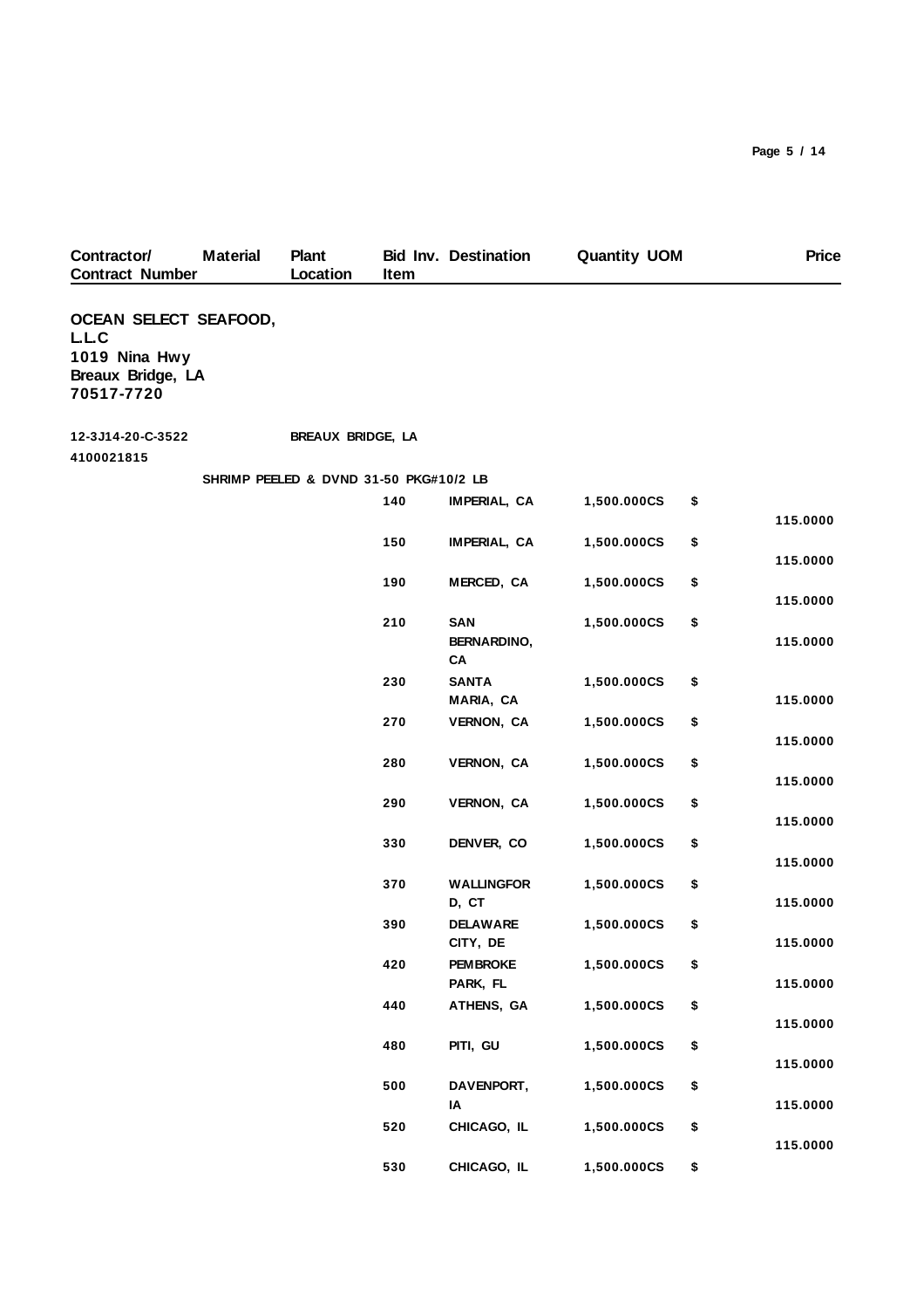| Contractor/ Contract Number | Material | Plant Location | Bid Inv. Item | Destination | Quantity UOM | | Price |
|---|---|---|---|---|---|---|---|
| **OCEAN SELECT SEAFOOD, L.L.C 1019 Nina Hwy Breaux Bridge, LA 70517-7720** | | | | | | | |
| 12-3J14-20-C-3522 | | BREAUX BRIDGE, LA | | | | | |
| 4100021815 | | | | | | | |
| | SHRIMP PEELED & DVND 31-50 PKG#10/2 LB | | | | | | |
| | | | 140 | IMPERIAL, CA | 1,500.000CS | $ | 115.0000 |
| | | | 150 | IMPERIAL, CA | 1,500.000CS | $ | 115.0000 |
| | | | 190 | MERCED, CA | 1,500.000CS | $ | 115.0000 |
| | | | 210 | SAN BERNARDINO, CA | 1,500.000CS | $ | 115.0000 |
| | | | 230 | SANTA MARIA, CA | 1,500.000CS | $ | 115.0000 |
| | | | 270 | VERNON, CA | 1,500.000CS | $ | 115.0000 |
| | | | 280 | VERNON, CA | 1,500.000CS | $ | 115.0000 |
| | | | 290 | VERNON, CA | 1,500.000CS | $ | 115.0000 |
| | | | 330 | DENVER, CO | 1,500.000CS | $ | 115.0000 |
| | | | 370 | WALLINGFORD, CT | 1,500.000CS | $ | 115.0000 |
| | | | 390 | DELAWARE CITY, DE | 1,500.000CS | $ | 115.0000 |
| | | | 420 | PEMBROKE PARK, FL | 1,500.000CS | $ | 115.0000 |
| | | | 440 | ATHENS, GA | 1,500.000CS | $ | 115.0000 |
| | | | 480 | PITI, GU | 1,500.000CS | $ | 115.0000 |
| | | | 500 | DAVENPORT, IA | 1,500.000CS | $ | 115.0000 |
| | | | 520 | CHICAGO, IL | 1,500.000CS | $ | 115.0000 |
| | | | 530 | CHICAGO, IL | 1,500.000CS | $ | |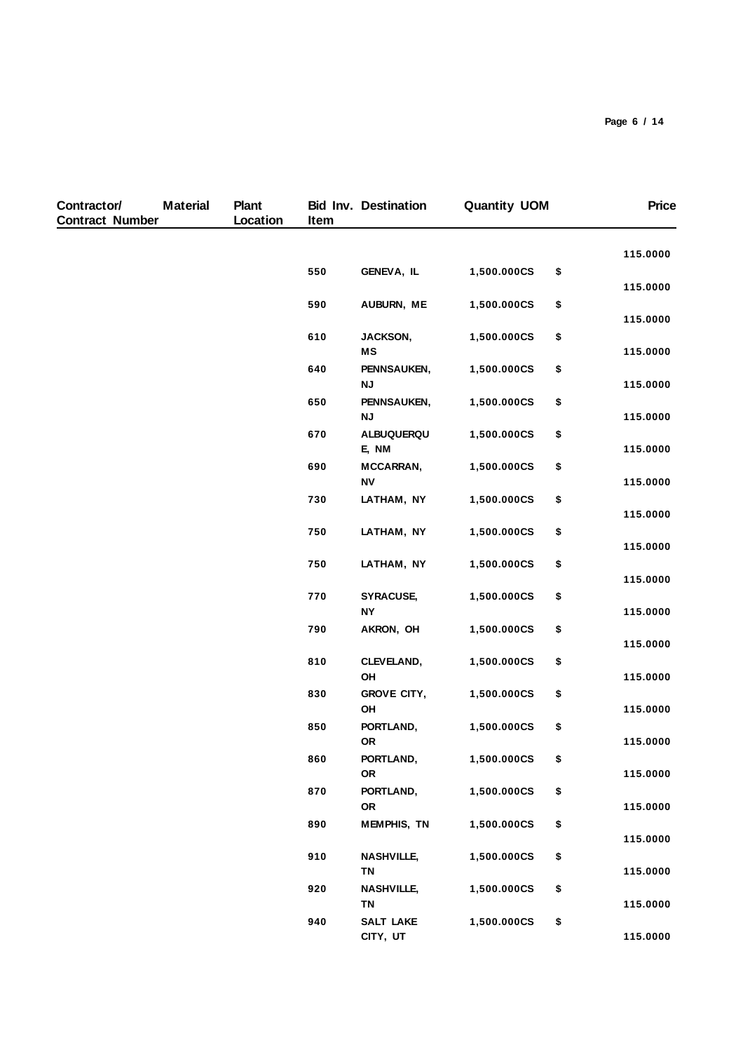| Contractor/ Contract Number | Material | Plant Location | Bid Inv. Item | Destination | Quantity UOM | Price |
|---|---|---|---|---|---|---|
| | | | | | | 115.0000 |
| | | | 550 | GENEVA, IL | 1,500.000CS | $ 115.0000 |
| | | | 590 | AUBURN, ME | 1,500.000CS | $ 115.0000 |
| | | | 610 | JACKSON, MS | 1,500.000CS | $ 115.0000 |
| | | | 640 | PENNSAUKEN, NJ | 1,500.000CS | $ 115.0000 |
| | | | 650 | PENNSAUKEN, NJ | 1,500.000CS | $ 115.0000 |
| | | | 670 | ALBUQUERQUE, NM | 1,500.000CS | $ 115.0000 |
| | | | 690 | MCCARRAN, NV | 1,500.000CS | $ 115.0000 |
| | | | 730 | LATHAM, NY | 1,500.000CS | $ 115.0000 |
| | | | 750 | LATHAM, NY | 1,500.000CS | $ 115.0000 |
| | | | 750 | LATHAM, NY | 1,500.000CS | $ 115.0000 |
| | | | 770 | SYRACUSE, NY | 1,500.000CS | $ 115.0000 |
| | | | 790 | AKRON, OH | 1,500.000CS | $ 115.0000 |
| | | | 810 | CLEVELAND, OH | 1,500.000CS | $ 115.0000 |
| | | | 830 | GROVE CITY, OH | 1,500.000CS | $ 115.0000 |
| | | | 850 | PORTLAND, OR | 1,500.000CS | $ 115.0000 |
| | | | 860 | PORTLAND, OR | 1,500.000CS | $ 115.0000 |
| | | | 870 | PORTLAND, OR | 1,500.000CS | $ 115.0000 |
| | | | 890 | MEMPHIS, TN | 1,500.000CS | $ 115.0000 |
| | | | 910 | NASHVILLE, TN | 1,500.000CS | $ 115.0000 |
| | | | 920 | NASHVILLE, TN | 1,500.000CS | $ 115.0000 |
| | | | 940 | SALT LAKE CITY, UT | 1,500.000CS | $ 115.0000 |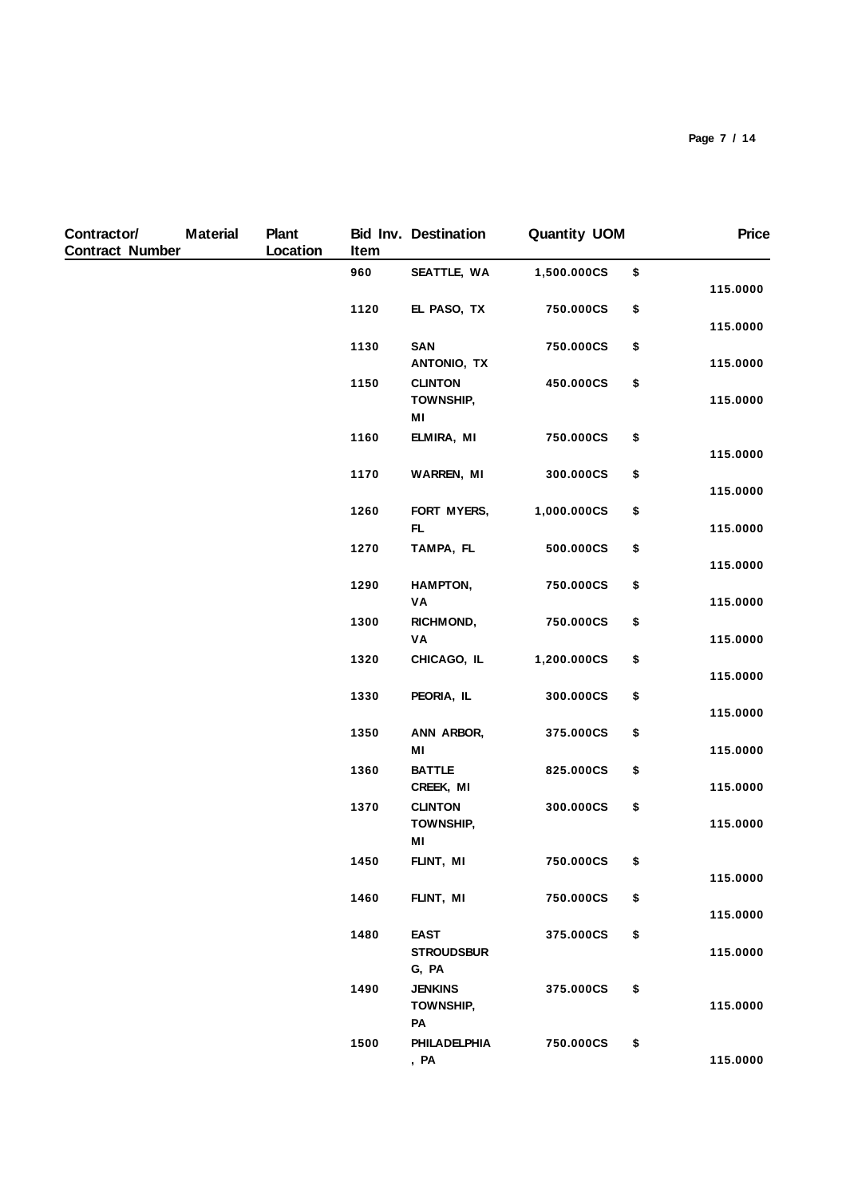| Contractor/ Contract Number | Material | Plant Location | Bid Inv. Item | Destination | Quantity | UOM | | Price |
|---|---|---|---|---|---|---|---|---|
| | | | 960 | SEATTLE, WA | 1,500.000 | CS | $ | 115.0000 |
| | | | 1120 | EL PASO, TX | 750.000 | CS | $ | 115.0000 |
| | | | 1130 | SAN ANTONIO, TX | 750.000 | CS | $ | 115.0000 |
| | | | 1150 | CLINTON TOWNSHIP, MI | 450.000 | CS | $ | 115.0000 |
| | | | 1160 | ELMIRA, MI | 750.000 | CS | $ | 115.0000 |
| | | | 1170 | WARREN, MI | 300.000 | CS | $ | 115.0000 |
| | | | 1260 | FORT MYERS, FL | 1,000.000 | CS | $ | 115.0000 |
| | | | 1270 | TAMPA, FL | 500.000 | CS | $ | 115.0000 |
| | | | 1290 | HAMPTON, VA | 750.000 | CS | $ | 115.0000 |
| | | | 1300 | RICHMOND, VA | 750.000 | CS | $ | 115.0000 |
| | | | 1320 | CHICAGO, IL | 1,200.000 | CS | $ | 115.0000 |
| | | | 1330 | PEORIA, IL | 300.000 | CS | $ | 115.0000 |
| | | | 1350 | ANN ARBOR, MI | 375.000 | CS | $ | 115.0000 |
| | | | 1360 | BATTLE CREEK, MI | 825.000 | CS | $ | 115.0000 |
| | | | 1370 | CLINTON TOWNSHIP, MI | 300.000 | CS | $ | 115.0000 |
| | | | 1450 | FLINT, MI | 750.000 | CS | $ | 115.0000 |
| | | | 1460 | FLINT, MI | 750.000 | CS | $ | 115.0000 |
| | | | 1480 | EAST STROUDSBURG, PA | 375.000 | CS | $ | 115.0000 |
| | | | 1490 | JENKINS TOWNSHIP, PA | 375.000 | CS | $ | 115.0000 |
| | | | 1500 | PHILADELPHIA, PA | 750.000 | CS | $ | 115.0000 |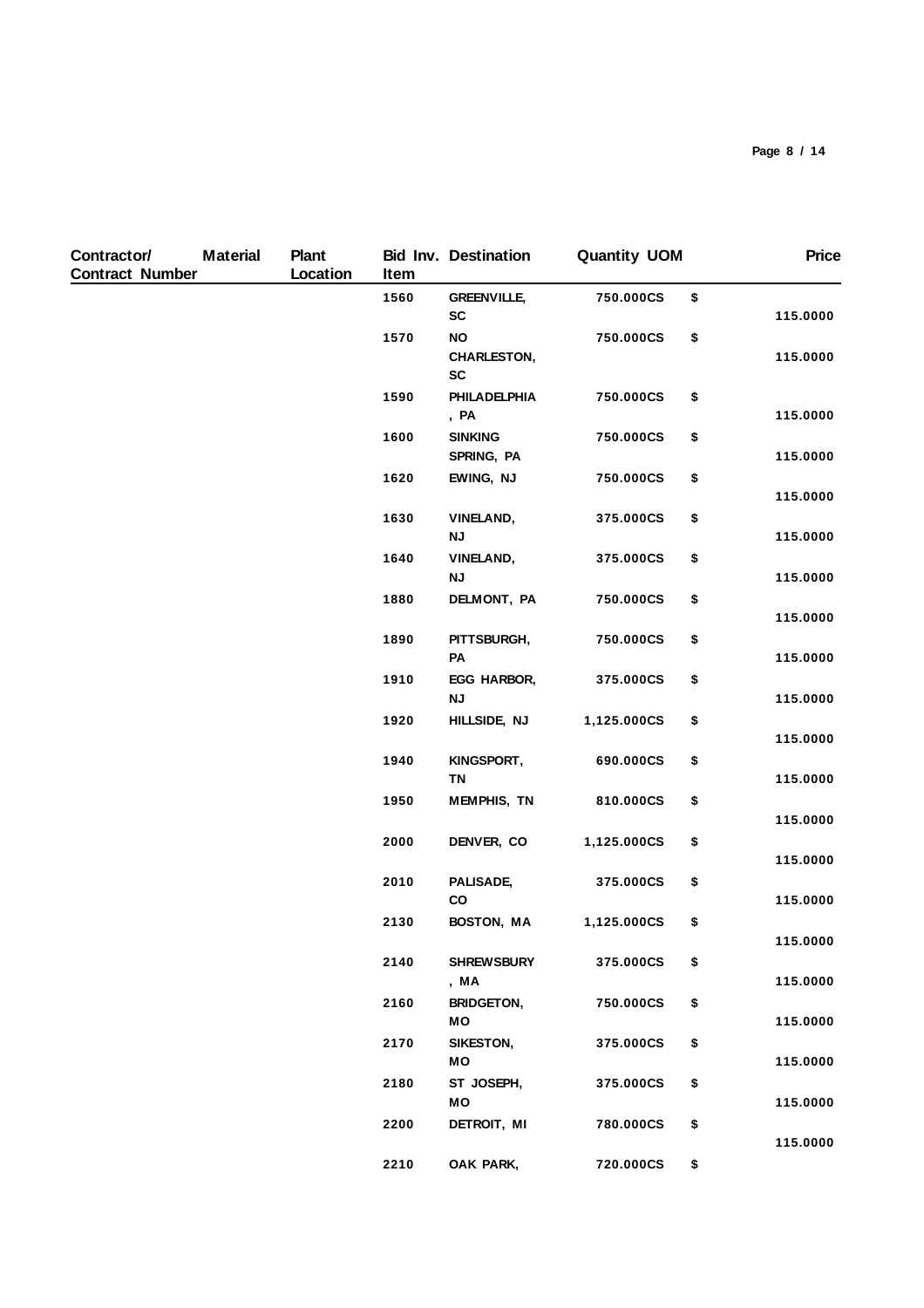| Contractor/ Contract Number | Material | Plant Location | Bid Inv. Item | Destination | Quantity UOM | | Price |
|---|---|---|---|---|---|---|---|
| | | | 1560 | GREENVILLE, SC | 750.000CS | $ | 115.0000 |
| | | | 1570 | NO CHARLESTON, SC | 750.000CS | $ | 115.0000 |
| | | | 1590 | PHILADELPHIA , PA | 750.000CS | $ | 115.0000 |
| | | | 1600 | SINKING SPRING, PA | 750.000CS | $ | 115.0000 |
| | | | 1620 | EWING, NJ | 750.000CS | $ | 115.0000 |
| | | | 1630 | VINELAND, NJ | 375.000CS | $ | 115.0000 |
| | | | 1640 | VINELAND, NJ | 375.000CS | $ | 115.0000 |
| | | | 1880 | DELMONT, PA | 750.000CS | $ | 115.0000 |
| | | | 1890 | PITTSBURGH, PA | 750.000CS | $ | 115.0000 |
| | | | 1910 | EGG HARBOR, NJ | 375.000CS | $ | 115.0000 |
| | | | 1920 | HILLSIDE, NJ | 1,125.000CS | $ | 115.0000 |
| | | | 1940 | KINGSPORT, TN | 690.000CS | $ | 115.0000 |
| | | | 1950 | MEMPHIS, TN | 810.000CS | $ | 115.0000 |
| | | | 2000 | DENVER, CO | 1,125.000CS | $ | 115.0000 |
| | | | 2010 | PALISADE, CO | 375.000CS | $ | 115.0000 |
| | | | 2130 | BOSTON, MA | 1,125.000CS | $ | 115.0000 |
| | | | 2140 | SHREWSBURY , MA | 375.000CS | $ | 115.0000 |
| | | | 2160 | BRIDGETON, MO | 750.000CS | $ | 115.0000 |
| | | | 2170 | SIKESTON, MO | 375.000CS | $ | 115.0000 |
| | | | 2180 | ST JOSEPH, MO | 375.000CS | $ | 115.0000 |
| | | | 2200 | DETROIT, MI | 780.000CS | $ | 115.0000 |
| | | | 2210 | OAK PARK, | 720.000CS | $ | |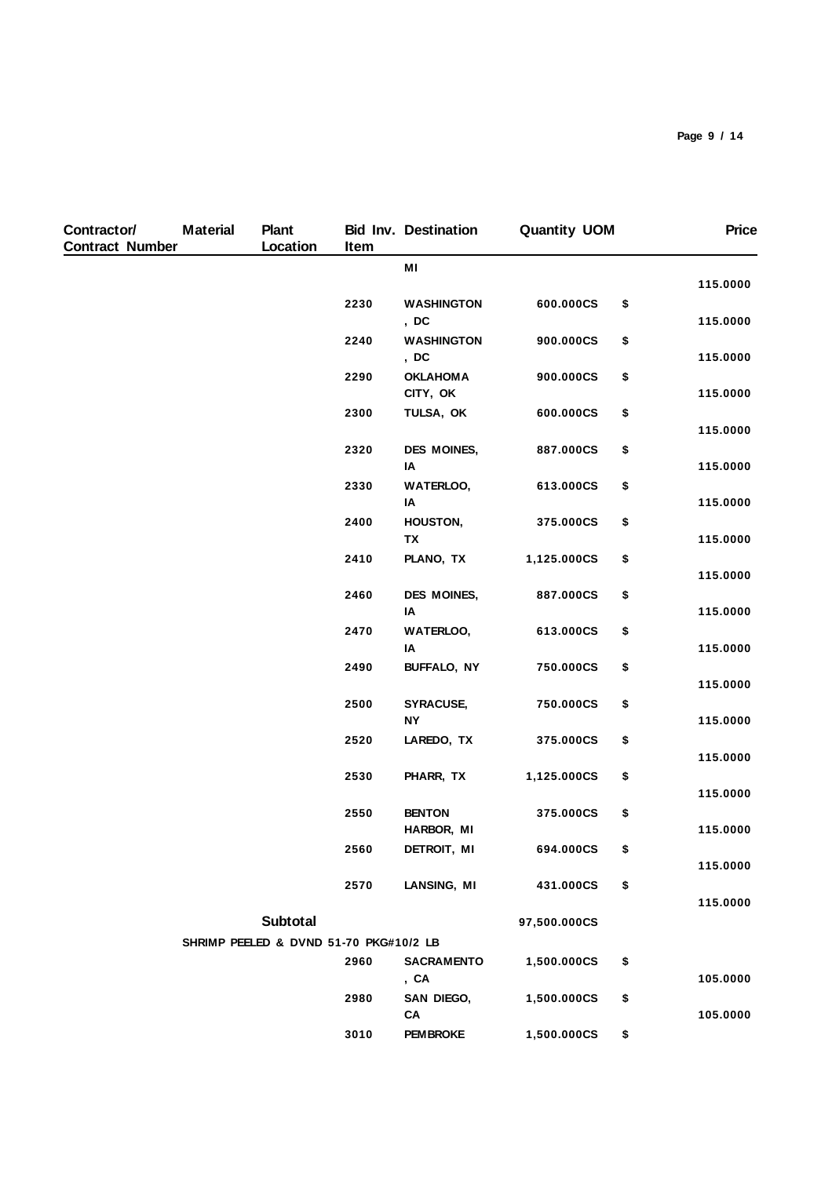| Contractor/ Contract Number | Material | Plant Location | Bid Inv. Item | Destination | Quantity UOM | | Price |
|---|---|---|---|---|---|---|---|
| | | | | MI | | | 115.0000 |
| | | | 2230 | WASHINGTON , DC | 600.000CS | $ | 115.0000 |
| | | | 2240 | WASHINGTON , DC | 900.000CS | $ | 115.0000 |
| | | | 2290 | OKLAHOMA CITY, OK | 900.000CS | $ | 115.0000 |
| | | | 2300 | TULSA, OK | 600.000CS | $ | 115.0000 |
| | | | 2320 | DES MOINES, IA | 887.000CS | $ | 115.0000 |
| | | | 2330 | WATERLOO, IA | 613.000CS | $ | 115.0000 |
| | | | 2400 | HOUSTON, TX | 375.000CS | $ | 115.0000 |
| | | | 2410 | PLANO, TX | 1,125.000CS | $ | 115.0000 |
| | | | 2460 | DES MOINES, IA | 887.000CS | $ | 115.0000 |
| | | | 2470 | WATERLOO, IA | 613.000CS | $ | 115.0000 |
| | | | 2490 | BUFFALO, NY | 750.000CS | $ | 115.0000 |
| | | | 2500 | SYRACUSE, NY | 750.000CS | $ | 115.0000 |
| | | | 2520 | LAREDO, TX | 375.000CS | $ | 115.0000 |
| | | | 2530 | PHARR, TX | 1,125.000CS | $ | 115.0000 |
| | | | 2550 | BENTON HARBOR, MI | 375.000CS | $ | 115.0000 |
| | | | 2560 | DETROIT, MI | 694.000CS | $ | 115.0000 |
| | | | 2570 | LANSING, MI | 431.000CS | $ | 115.0000 |
| | | **Subtotal** | | | 97,500.000CS | | |
| | SHRIMP PEELED & DVND 51-70 PKG#10/2 LB | | | | | | |
| | | | 2960 | SACRAMENTO , CA | 1,500.000CS | $ | 105.0000 |
| | | | 2980 | SAN DIEGO, CA | 1,500.000CS | $ | 105.0000 |
| | | | 3010 | PEMBROKE | 1,500.000CS | $ | |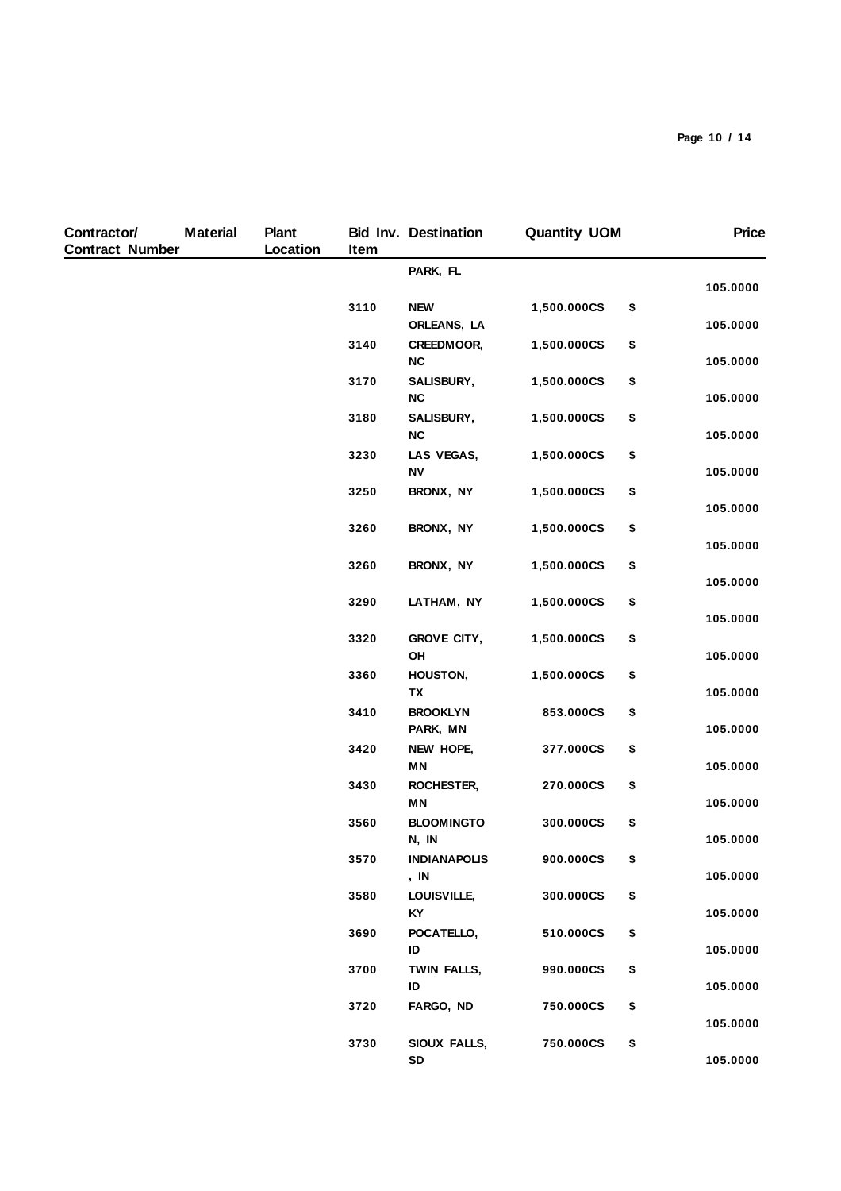| Contractor/ Contract Number | Material | Plant Location | Bid Inv. Item | Destination | Quantity | UOM | | Price |
|---|---|---|---|---|---|---|---|---|
| | | | | PARK, FL | | | | 105.0000 |
| | | | 3110 | NEW ORLEANS, LA | 1,500.000 | CS | $ | 105.0000 |
| | | | 3140 | CREEDMOOR, NC | 1,500.000 | CS | $ | 105.0000 |
| | | | 3170 | SALISBURY, NC | 1,500.000 | CS | $ | 105.0000 |
| | | | 3180 | SALISBURY, NC | 1,500.000 | CS | $ | 105.0000 |
| | | | 3230 | LAS VEGAS, NV | 1,500.000 | CS | $ | 105.0000 |
| | | | 3250 | BRONX, NY | 1,500.000 | CS | $ | 105.0000 |
| | | | 3260 | BRONX, NY | 1,500.000 | CS | $ | 105.0000 |
| | | | 3260 | BRONX, NY | 1,500.000 | CS | $ | 105.0000 |
| | | | 3290 | LATHAM, NY | 1,500.000 | CS | $ | 105.0000 |
| | | | 3320 | GROVE CITY, OH | 1,500.000 | CS | $ | 105.0000 |
| | | | 3360 | HOUSTON, TX | 1,500.000 | CS | $ | 105.0000 |
| | | | 3410 | BROOKLYN PARK, MN | 853.000 | CS | $ | 105.0000 |
| | | | 3420 | NEW HOPE, MN | 377.000 | CS | $ | 105.0000 |
| | | | 3430 | ROCHESTER, MN | 270.000 | CS | $ | 105.0000 |
| | | | 3560 | BLOOMINGTON, IN | 300.000 | CS | $ | 105.0000 |
| | | | 3570 | INDIANAPOLIS, IN | 900.000 | CS | $ | 105.0000 |
| | | | 3580 | LOUISVILLE, KY | 300.000 | CS | $ | 105.0000 |
| | | | 3690 | POCATELLO, ID | 510.000 | CS | $ | 105.0000 |
| | | | 3700 | TWIN FALLS, ID | 990.000 | CS | $ | 105.0000 |
| | | | 3720 | FARGO, ND | 750.000 | CS | $ | 105.0000 |
| | | | 3730 | SIOUX FALLS, SD | 750.000 | CS | $ | 105.0000 |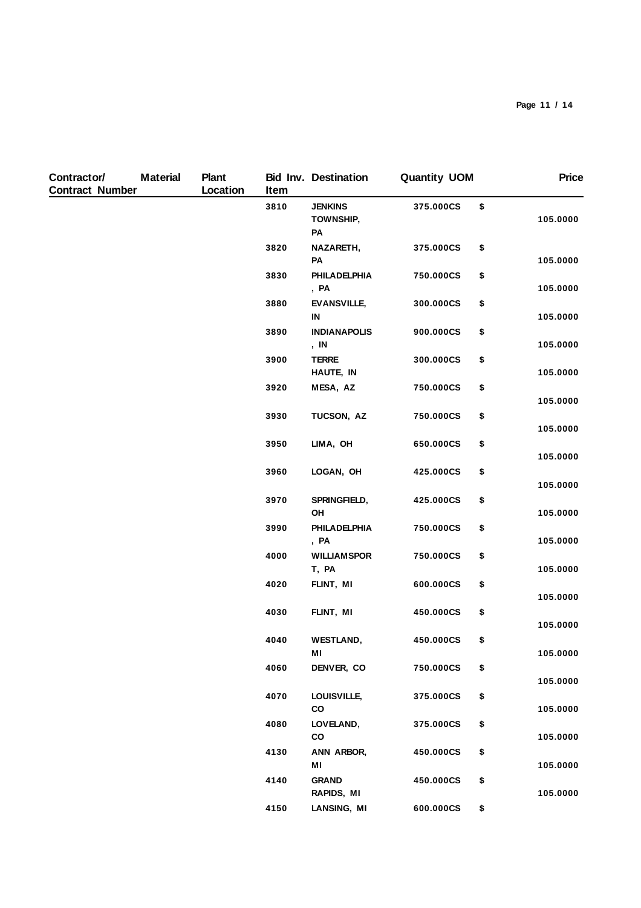| Contractor/ Contract Number | Material | Plant Location | Bid Inv. Item | Destination | Quantity UOM | | Price |
|---|---|---|---|---|---|---|---|
| | | | 3810 | JENKINS TOWNSHIP, PA | 375.000CS | $ | 105.0000 |
| | | | 3820 | NAZARETH, PA | 375.000CS | $ | 105.0000 |
| | | | 3830 | PHILADELPHIA, PA | 750.000CS | $ | 105.0000 |
| | | | 3880 | EVANSVILLE, IN | 300.000CS | $ | 105.0000 |
| | | | 3890 | INDIANAPOLIS, IN | 900.000CS | $ | 105.0000 |
| | | | 3900 | TERRE HAUTE, IN | 300.000CS | $ | 105.0000 |
| | | | 3920 | MESA, AZ | 750.000CS | $ | 105.0000 |
| | | | 3930 | TUCSON, AZ | 750.000CS | $ | 105.0000 |
| | | | 3950 | LIMA, OH | 650.000CS | $ | 105.0000 |
| | | | 3960 | LOGAN, OH | 425.000CS | $ | 105.0000 |
| | | | 3970 | SPRINGFIELD, OH | 425.000CS | $ | 105.0000 |
| | | | 3990 | PHILADELPHIA, PA | 750.000CS | $ | 105.0000 |
| | | | 4000 | WILLIAMSPORT, PA | 750.000CS | $ | 105.0000 |
| | | | 4020 | FLINT, MI | 600.000CS | $ | 105.0000 |
| | | | 4030 | FLINT, MI | 450.000CS | $ | 105.0000 |
| | | | 4040 | WESTLAND, MI | 450.000CS | $ | 105.0000 |
| | | | 4060 | DENVER, CO | 750.000CS | $ | 105.0000 |
| | | | 4070 | LOUISVILLE, CO | 375.000CS | $ | 105.0000 |
| | | | 4080 | LOVELAND, CO | 375.000CS | $ | 105.0000 |
| | | | 4130 | ANN ARBOR, MI | 450.000CS | $ | 105.0000 |
| | | | 4140 | GRAND RAPIDS, MI | 450.000CS | $ | 105.0000 |
| | | | 4150 | LANSING, MI | 600.000CS | $ | |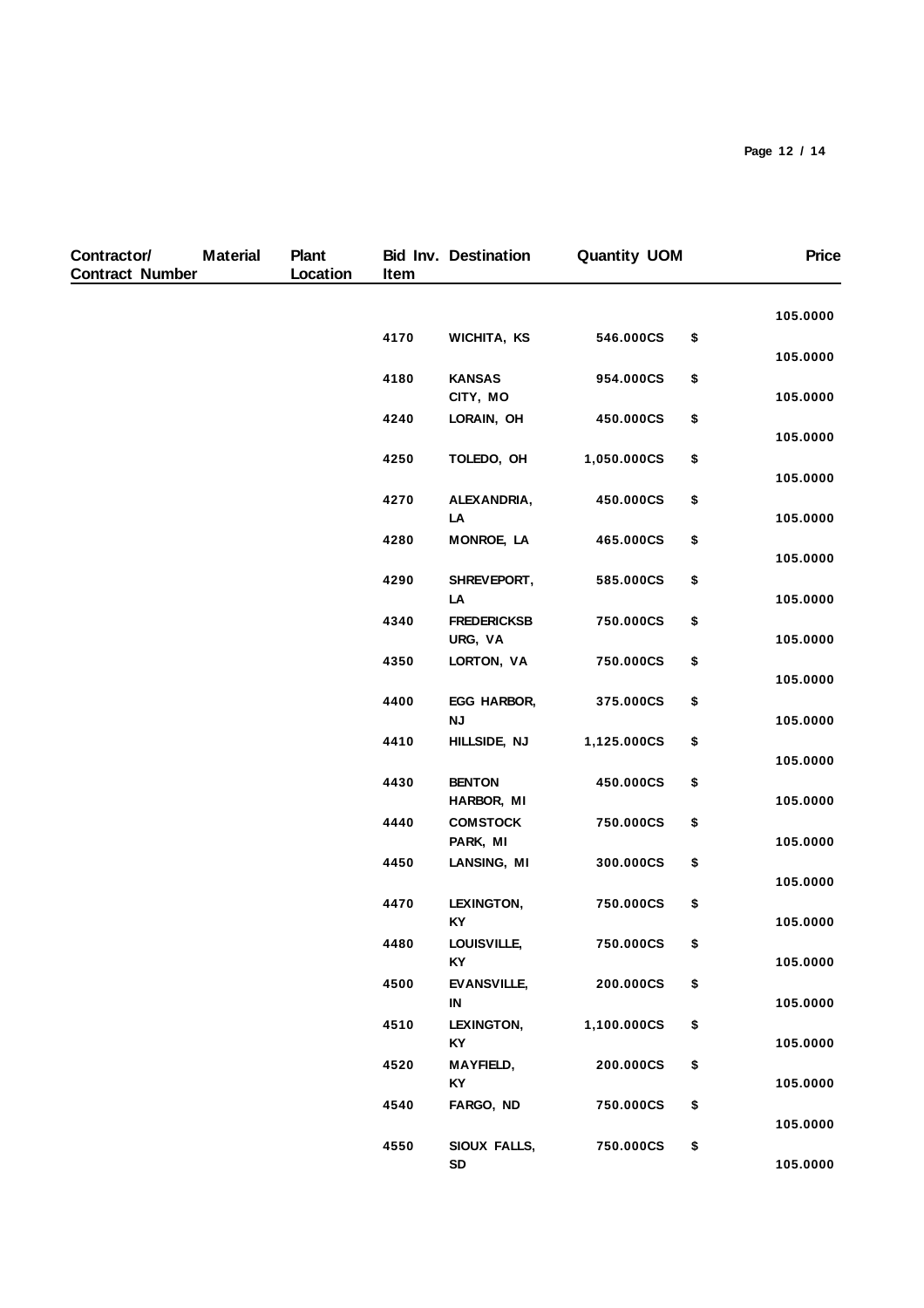| Contractor/ Contract Number | Material | Plant Location | Bid Inv. Item | Destination | Quantity UOM | | Price |
|---|---|---|---|---|---|---|---|
| | | | | | | | 105.0000 |
| | | | 4170 | WICHITA, KS | 546.000CS | $ | 105.0000 |
| | | | 4180 | KANSAS CITY, MO | 954.000CS | $ | 105.0000 |
| | | | 4240 | LORAIN, OH | 450.000CS | $ | 105.0000 |
| | | | 4250 | TOLEDO, OH | 1,050.000CS | $ | 105.0000 |
| | | | 4270 | ALEXANDRIA, LA | 450.000CS | $ | 105.0000 |
| | | | 4280 | MONROE, LA | 465.000CS | $ | 105.0000 |
| | | | 4290 | SHREVEPORT, LA | 585.000CS | $ | 105.0000 |
| | | | 4340 | FREDERICKSBURG, VA | 750.000CS | $ | 105.0000 |
| | | | 4350 | LORTON, VA | 750.000CS | $ | 105.0000 |
| | | | 4400 | EGG HARBOR, NJ | 375.000CS | $ | 105.0000 |
| | | | 4410 | HILLSIDE, NJ | 1,125.000CS | $ | 105.0000 |
| | | | 4430 | BENTON HARBOR, MI | 450.000CS | $ | 105.0000 |
| | | | 4440 | COMSTOCK PARK, MI | 750.000CS | $ | 105.0000 |
| | | | 4450 | LANSING, MI | 300.000CS | $ | 105.0000 |
| | | | 4470 | LEXINGTON, KY | 750.000CS | $ | 105.0000 |
| | | | 4480 | LOUISVILLE, KY | 750.000CS | $ | 105.0000 |
| | | | 4500 | EVANSVILLE, IN | 200.000CS | $ | 105.0000 |
| | | | 4510 | LEXINGTON, KY | 1,100.000CS | $ | 105.0000 |
| | | | 4520 | MAYFIELD, KY | 200.000CS | $ | 105.0000 |
| | | | 4540 | FARGO, ND | 750.000CS | $ | 105.0000 |
| | | | 4550 | SIOUX FALLS, SD | 750.000CS | $ | 105.0000 |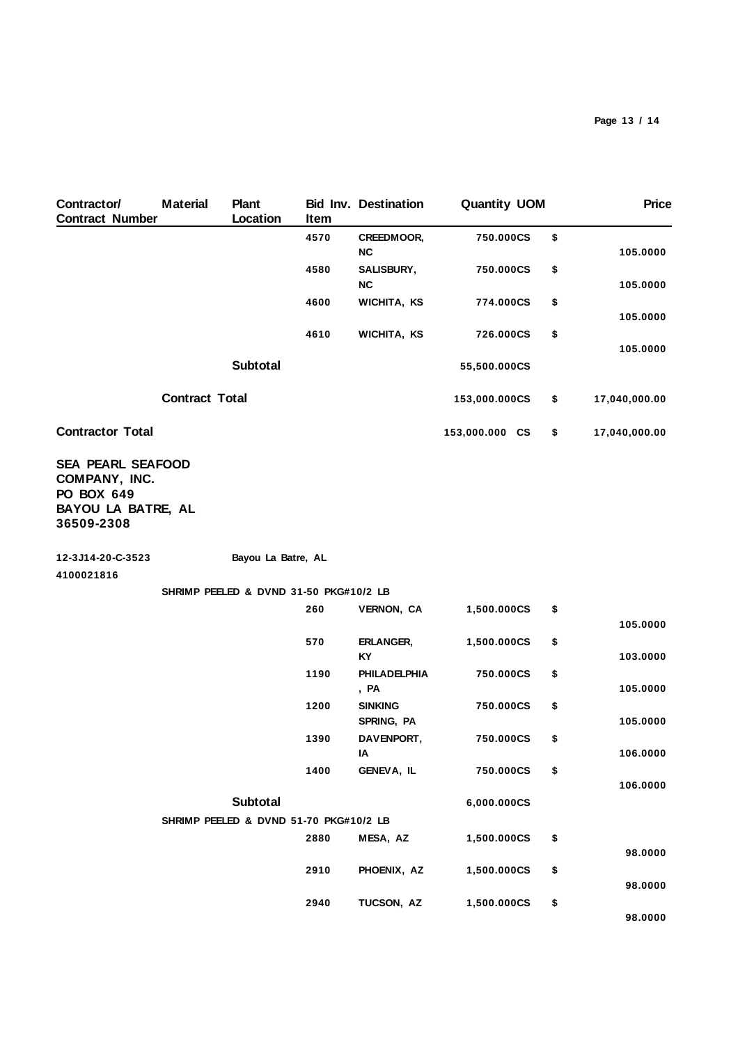| Contractor/ Contract Number | Material | Plant Location | Bid Inv. Item | Destination | Quantity UOM | | Price |
|---|---|---|---|---|---|---|---|
| | | | 4570 | CREEDMOOR, NC | 750.000CS | $ | 105.0000 |
| | | | 4580 | SALISBURY, NC | 750.000CS | $ | 105.0000 |
| | | | 4600 | WICHITA, KS | 774.000CS | $ | 105.0000 |
| | | | 4610 | WICHITA, KS | 726.000CS | $ | 105.0000 |
| | | **Subtotal** | | | 55,500.000CS | | |
| | **Contract Total** | | | | 153,000.000CS | $ | 17,040,000.00 |
| **Contractor Total** | | | | | 153,000.000 CS | $ | 17,040,000.00 |

**SEA PEARL SEAFOOD COMPANY, INC.**
**PO BOX 649**
**BAYOU LA BATRE, AL 36509-2308**

| Contractor/ Contract Number | Material | Plant Location | Bid Inv. Item | Destination | Quantity UOM | | Price |
|---|---|---|---|---|---|---|---|
| 12-3J14-20-C-3523 | | Bayou La Batre, AL | | | | | |
| 4100021816 | | | | | | | |
| | SHRIMP PEELED & DVND 31-50 PKG#10/2 LB | | | | | | |
| | | | 260 | VERNON, CA | 1,500.000CS | $ | 105.0000 |
| | | | 570 | ERLANGER, KY | 1,500.000CS | $ | 103.0000 |
| | | | 1190 | PHILADELPHIA , PA | 750.000CS | $ | 105.0000 |
| | | | 1200 | SINKING SPRING, PA | 750.000CS | $ | 105.0000 |
| | | | 1390 | DAVENPORT, IA | 750.000CS | $ | 106.0000 |
| | | | 1400 | GENEVA, IL | 750.000CS | $ | 106.0000 |
| | | **Subtotal** | | | 6,000.000CS | | |
| | SHRIMP PEELED & DVND 51-70 PKG#10/2 LB | | | | | | |
| | | | 2880 | MESA, AZ | 1,500.000CS | $ | 98.0000 |
| | | | 2910 | PHOENIX, AZ | 1,500.000CS | $ | 98.0000 |
| | | | 2940 | TUCSON, AZ | 1,500.000CS | $ | 98.0000 |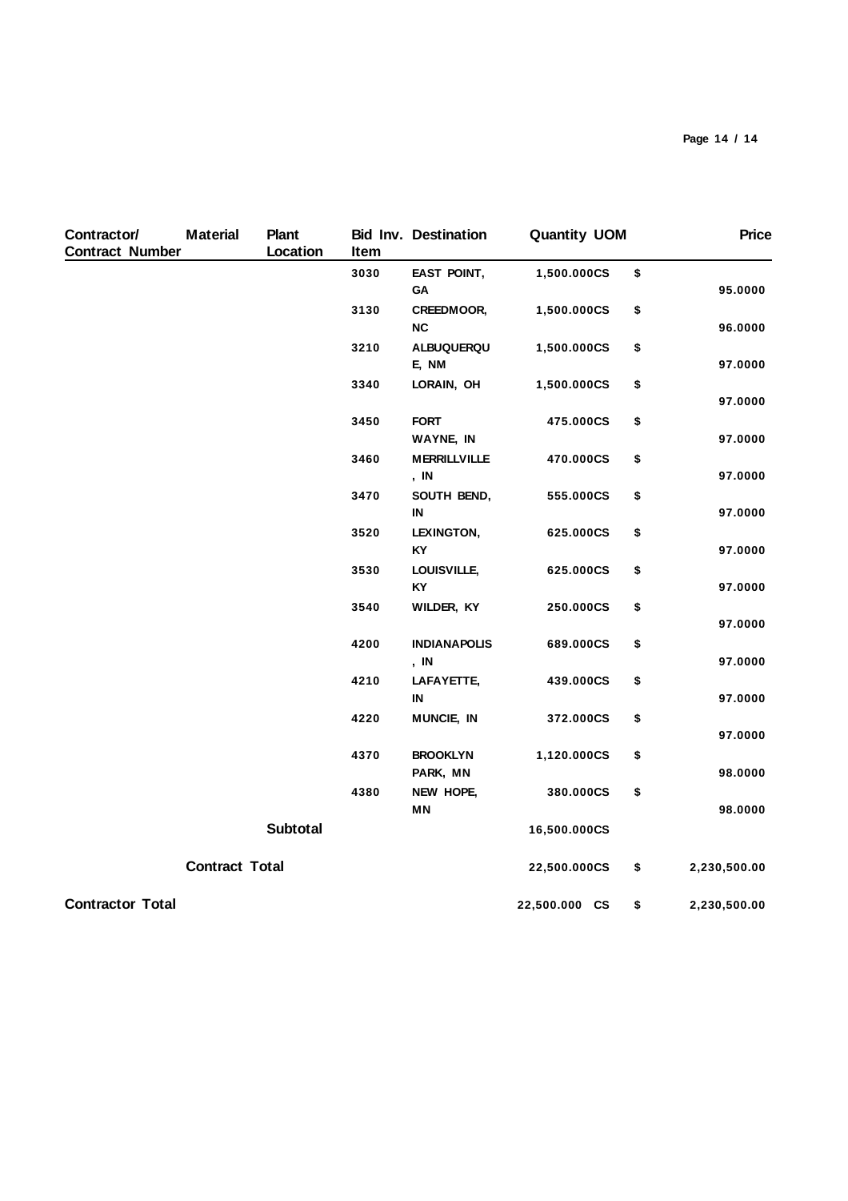| Contractor/ Contract Number | Material | Plant Location | Bid Inv. Item | Destination | Quantity UOM | | Price |
|---|---|---|---|---|---|---|---|
| | | | 3030 | EAST POINT, GA | 1,500.000CS | $ | 95.0000 |
| | | | 3130 | CREEDMOOR, NC | 1,500.000CS | $ | 96.0000 |
| | | | 3210 | ALBUQUERQUE, NM | 1,500.000CS | $ | 97.0000 |
| | | | 3340 | LORAIN, OH | 1,500.000CS | $ | 97.0000 |
| | | | 3450 | FORT WAYNE, IN | 475.000CS | $ | 97.0000 |
| | | | 3460 | MERRILLVILLE, IN | 470.000CS | $ | 97.0000 |
| | | | 3470 | SOUTH BEND, IN | 555.000CS | $ | 97.0000 |
| | | | 3520 | LEXINGTON, KY | 625.000CS | $ | 97.0000 |
| | | | 3530 | LOUISVILLE, KY | 625.000CS | $ | 97.0000 |
| | | | 3540 | WILDER, KY | 250.000CS | $ | 97.0000 |
| | | | 4200 | INDIANAPOLIS, IN | 689.000CS | $ | 97.0000 |
| | | | 4210 | LAFAYETTE, IN | 439.000CS | $ | 97.0000 |
| | | | 4220 | MUNCIE, IN | 372.000CS | $ | 97.0000 |
| | | | 4370 | BROOKLYN PARK, MN | 1,120.000CS | $ | 98.0000 |
| | | | 4380 | NEW HOPE, MN | 380.000CS | $ | 98.0000 |
| | | **Subtotal** | | | 16,500.000CS | | |
| | **Contract Total** | | | | 22,500.000CS | $ | 2,230,500.00 |
| **Contractor Total** | | | | | 22,500.000 CS | $ | 2,230,500.00 |